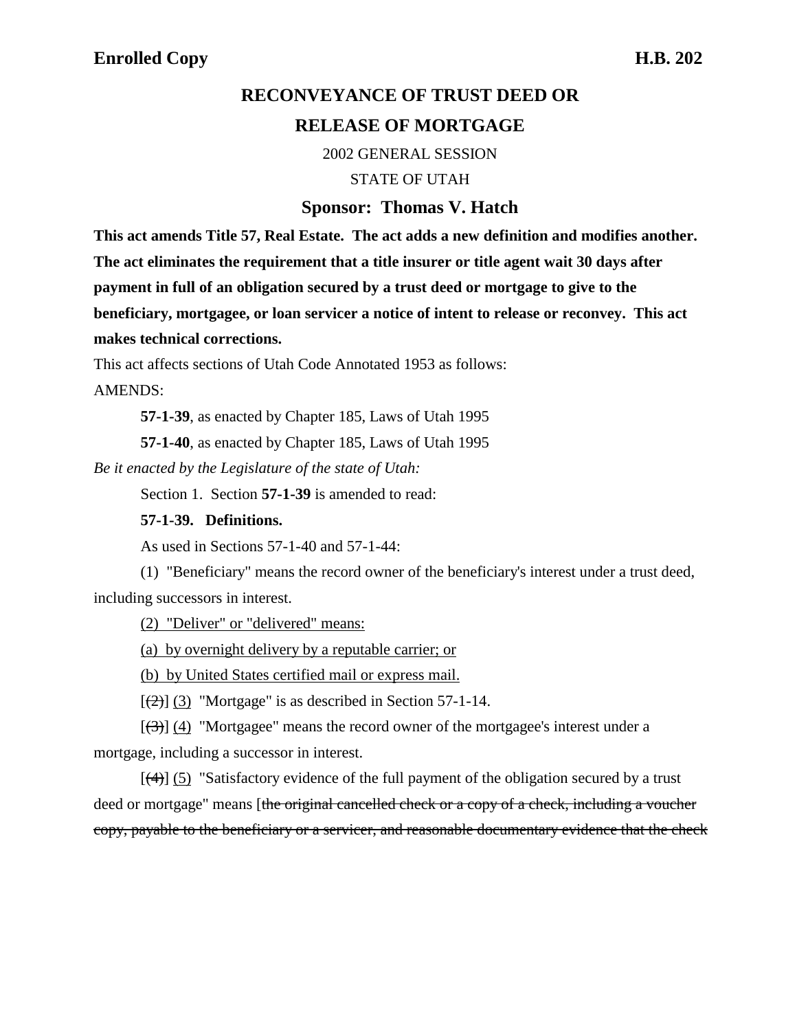**Enrolled Copy** **H.B. 202**

# RECONVEYANCE OF TRUST DEED OR RELEASE OF MORTGAGE

2002 GENERAL SESSION

STATE OF UTAH

## Sponsor: Thomas V. Hatch

**This act amends Title 57, Real Estate. The act adds a new definition and modifies another. The act eliminates the requirement that a title insurer or title agent wait 30 days after payment in full of an obligation secured by a trust deed or mortgage to give to the beneficiary, mortgagee, or loan servicer a notice of intent to release or reconvey. This act makes technical corrections.**

This act affects sections of Utah Code Annotated 1953 as follows:

AMENDS:

**57-1-39**, as enacted by Chapter 185, Laws of Utah 1995

**57-1-40**, as enacted by Chapter 185, Laws of Utah 1995

*Be it enacted by the Legislature of the state of Utah:*

Section 1. Section **57-1-39** is amended to read:

**57-1-39. Definitions.**

As used in Sections 57-1-40 and 57-1-44:

(1) "Beneficiary" means the record owner of the beneficiary's interest under a trust deed, including successors in interest.

<u>(2) "Deliver" or "delivered" means:</u>

<u>(a) by overnight delivery by a reputable carrier; or</u>

<u>(b) by United States certified mail or express mail.</u>

[~~(2)~~] <u>(3)</u> "Mortgage" is as described in Section 57-1-14.

[~~(3)~~] <u>(4)</u> "Mortgagee" means the record owner of the mortgagee's interest under a mortgage, including a successor in interest.

[~~(4)~~] <u>(5)</u> "Satisfactory evidence of the full payment of the obligation secured by a trust deed or mortgage" means [~~the original cancelled check or a copy of a check, including a voucher copy, payable to the beneficiary or a servicer, and reasonable documentary evidence that the check~~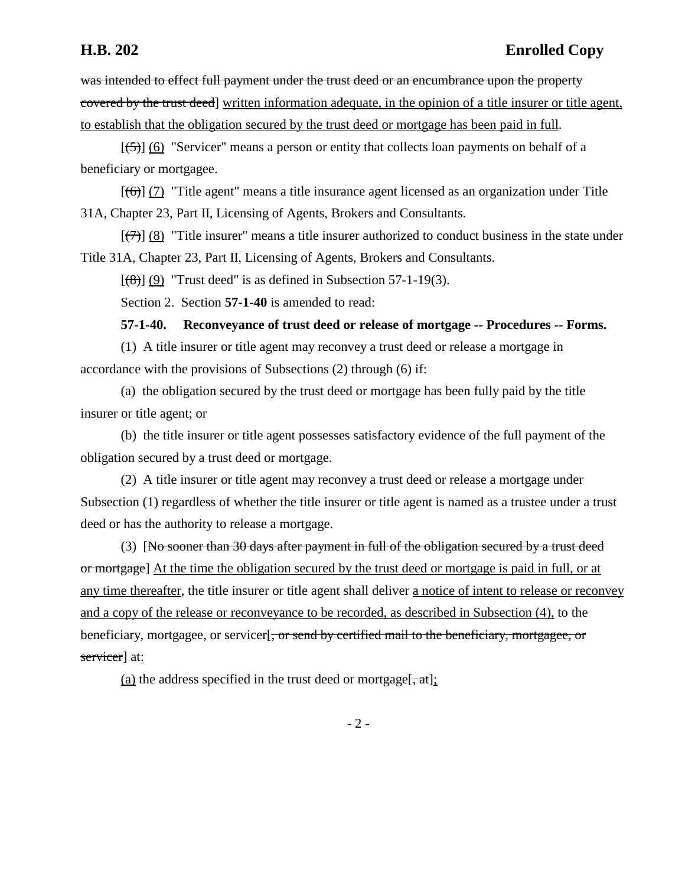~~was intended to effect full payment under the trust deed or an encumbrance upon the property covered by the trust deed~~] written information adequate, in the opinion of a title insurer or title agent, to establish that the obligation secured by the trust deed or mortgage has been paid in full.

[~~(5)~~] (6) "Servicer" means a person or entity that collects loan payments on behalf of a beneficiary or mortgagee.

[~~(6)~~] (7) "Title agent" means a title insurance agent licensed as an organization under Title 31A, Chapter 23, Part II, Licensing of Agents, Brokers and Consultants.

[~~(7)~~] (8) "Title insurer" means a title insurer authorized to conduct business in the state under Title 31A, Chapter 23, Part II, Licensing of Agents, Brokers and Consultants.

[~~(8)~~] (9) "Trust deed" is as defined in Subsection 57-1-19(3).

Section 2. Section **57-1-40** is amended to read:

**57-1-40. Reconveyance of trust deed or release of mortgage -- Procedures -- Forms.**

(1) A title insurer or title agent may reconvey a trust deed or release a mortgage in accordance with the provisions of Subsections (2) through (6) if:

(a) the obligation secured by the trust deed or mortgage has been fully paid by the title insurer or title agent; or

(b) the title insurer or title agent possesses satisfactory evidence of the full payment of the obligation secured by a trust deed or mortgage.

(2) A title insurer or title agent may reconvey a trust deed or release a mortgage under Subsection (1) regardless of whether the title insurer or title agent is named as a trustee under a trust deed or has the authority to release a mortgage.

(3) [~~No sooner than 30 days after payment in full of the obligation secured by a trust deed or mortgage~~] At the time the obligation secured by the trust deed or mortgage is paid in full, or at any time thereafter, the title insurer or title agent shall deliver a notice of intent to release or reconvey and a copy of the release or reconveyance to be recorded, as described in Subsection (4), to the beneficiary, mortgagee, or servicer[~~, or send by certified mail to the beneficiary, mortgagee, or servicer~~] at:

(a) the address specified in the trust deed or mortgage[~~, at~~];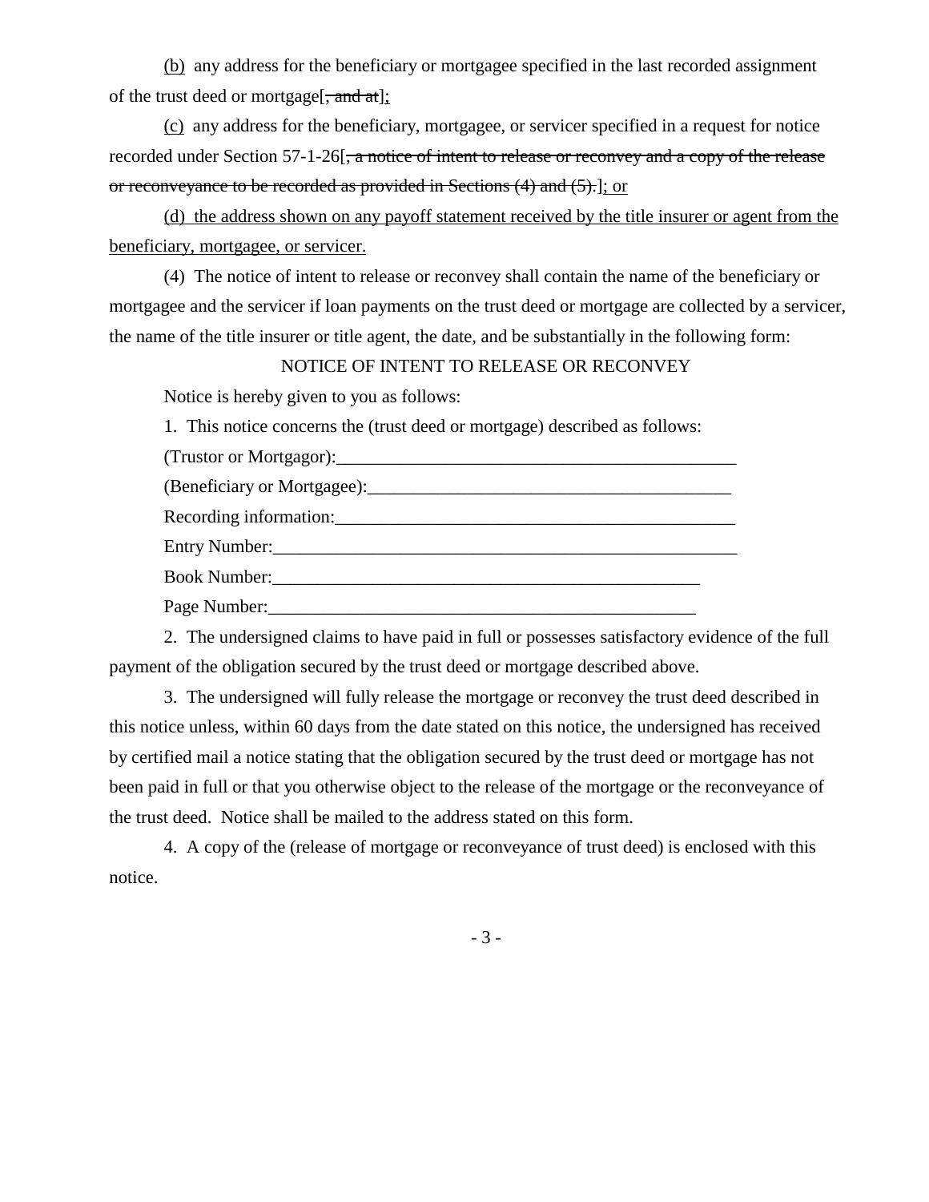<u>(b)</u> any address for the beneficiary or mortgagee specified in the last recorded assignment of the trust deed or mortgage[~~, and at~~]<u>;</u>

<u>(c)</u> any address for the beneficiary, mortgagee, or servicer specified in a request for notice recorded under Section 57-1-26[~~, a notice of intent to release or reconvey and a copy of the release or reconveyance to be recorded as provided in Sections (4) and (5).~~]<u>; or</u>

<u>(d) the address shown on any payoff statement received by the title insurer or agent from the beneficiary, mortgagee, or servicer.</u>

(4) The notice of intent to release or reconvey shall contain the name of the beneficiary or mortgagee and the servicer if loan payments on the trust deed or mortgage are collected by a servicer, the name of the title insurer or title agent, the date, and be substantially in the following form:

NOTICE OF INTENT TO RELEASE OR RECONVEY

Notice is hereby given to you as follows:

1. This notice concerns the (trust deed or mortgage) described as follows:

(Trustor or Mortgagor):_____________________________________________

(Beneficiary or Mortgagee):_________________________________________

Recording information:_____________________________________________

Entry Number:_____________________________________________________

Book Number:_________________________________________________

Page Number:_________________________________________________

2. The undersigned claims to have paid in full or possesses satisfactory evidence of the full payment of the obligation secured by the trust deed or mortgage described above.

3. The undersigned will fully release the mortgage or reconvey the trust deed described in this notice unless, within 60 days from the date stated on this notice, the undersigned has received by certified mail a notice stating that the obligation secured by the trust deed or mortgage has not been paid in full or that you otherwise object to the release of the mortgage or the reconveyance of the trust deed. Notice shall be mailed to the address stated on this form.

4. A copy of the (release of mortgage or reconveyance of trust deed) is enclosed with this notice.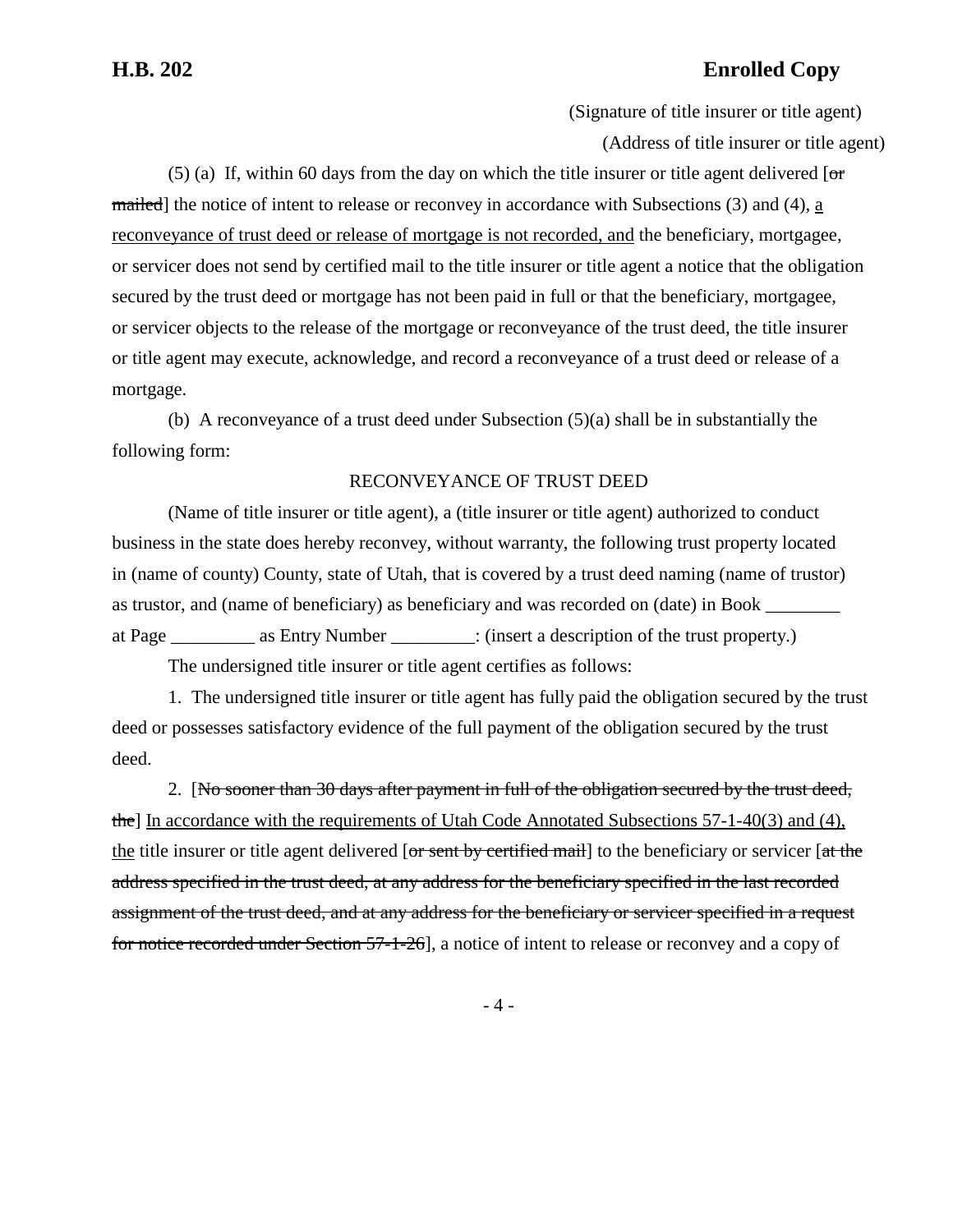(Signature of title insurer or title agent)

(Address of title insurer or title agent)

(5) (a) If, within 60 days from the day on which the title insurer or title agent delivered [~~or mailed~~] the notice of intent to release or reconvey in accordance with Subsections (3) and (4), <u>a reconveyance of trust deed or release of mortgage is not recorded, and</u> the beneficiary, mortgagee, or servicer does not send by certified mail to the title insurer or title agent a notice that the obligation secured by the trust deed or mortgage has not been paid in full or that the beneficiary, mortgagee, or servicer objects to the release of the mortgage or reconveyance of the trust deed, the title insurer or title agent may execute, acknowledge, and record a reconveyance of a trust deed or release of a mortgage.

(b) A reconveyance of a trust deed under Subsection (5)(a) shall be in substantially the following form:

RECONVEYANCE OF TRUST DEED

(Name of title insurer or title agent), a (title insurer or title agent) authorized to conduct business in the state does hereby reconvey, without warranty, the following trust property located in (name of county) County, state of Utah, that is covered by a trust deed naming (name of trustor) as trustor, and (name of beneficiary) as beneficiary and was recorded on (date) in Book ________ at Page _________ as Entry Number _________: (insert a description of the trust property.)

The undersigned title insurer or title agent certifies as follows:

1. The undersigned title insurer or title agent has fully paid the obligation secured by the trust deed or possesses satisfactory evidence of the full payment of the obligation secured by the trust deed.

2. [~~No sooner than 30 days after payment in full of the obligation secured by the trust deed, the~~] <u>In accordance with the requirements of Utah Code Annotated Subsections 57-1-40(3) and (4), the</u> title insurer or title agent delivered [~~or sent by certified mail~~] to the beneficiary or servicer [~~at the address specified in the trust deed, at any address for the beneficiary specified in the last recorded assignment of the trust deed, and at any address for the beneficiary or servicer specified in a request for notice recorded under Section 57-1-26~~], a notice of intent to release or reconvey and a copy of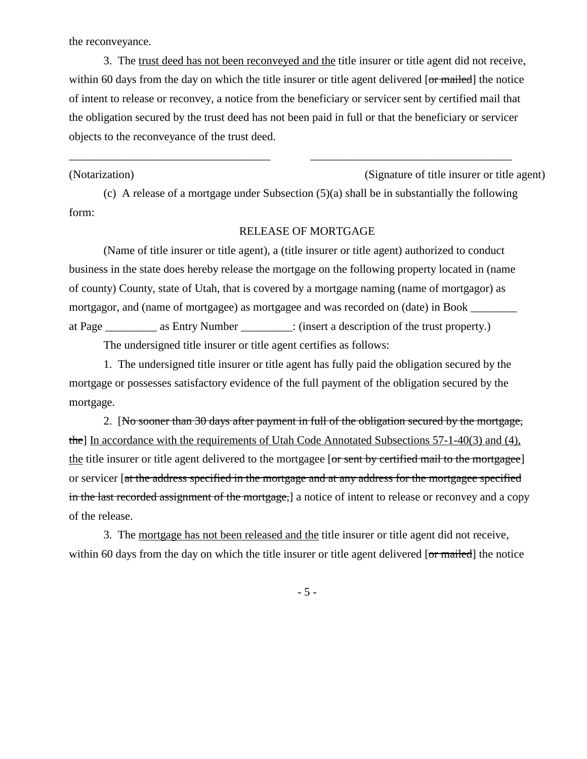the reconveyance.

3. The <u>trust deed has not been reconveyed and the</u> title insurer or title agent did not receive, within 60 days from the day on which the title insurer or title agent delivered [~~or mailed~~] the notice of intent to release or reconvey, a notice from the beneficiary or servicer sent by certified mail that the obligation secured by the trust deed has not been paid in full or that the beneficiary or servicer objects to the reconveyance of the trust deed.

\_\_\_\_\_\_\_\_\_\_\_\_\_\_\_\_\_\_\_\_\_\_\_\_\_\_\_\_\_\_\_\_\_\_\_ \_\_\_\_\_\_\_\_\_\_\_\_\_\_\_\_\_\_\_\_\_\_\_\_\_\_\_\_\_\_\_\_\_\_\_

(Notarization) (Signature of title insurer or title agent)

(c) A release of a mortgage under Subsection (5)(a) shall be in substantially the following form:

RELEASE OF MORTGAGE

(Name of title insurer or title agent), a (title insurer or title agent) authorized to conduct business in the state does hereby release the mortgage on the following property located in (name of county) County, state of Utah, that is covered by a mortgage naming (name of mortgagor) as mortgagor, and (name of mortgagee) as mortgagee and was recorded on (date) in Book \_\_\_\_\_\_\_\_ at Page \_\_\_\_\_\_\_\_\_ as Entry Number \_\_\_\_\_\_\_\_\_: (insert a description of the trust property.)

The undersigned title insurer or title agent certifies as follows:

1. The undersigned title insurer or title agent has fully paid the obligation secured by the mortgage or possesses satisfactory evidence of the full payment of the obligation secured by the mortgage.

2. [~~No sooner than 30 days after payment in full of the obligation secured by the mortgage, the~~] <u>In accordance with the requirements of Utah Code Annotated Subsections 57-1-40(3) and (4), the</u> title insurer or title agent delivered to the mortgagee [~~or sent by certified mail to the mortgagee~~] or servicer [~~at the address specified in the mortgage and at any address for the mortgagee specified in the last recorded assignment of the mortgage,~~] a notice of intent to release or reconvey and a copy of the release.

3. The <u>mortgage has not been released and the</u> title insurer or title agent did not receive, within 60 days from the day on which the title insurer or title agent delivered [~~or mailed~~] the notice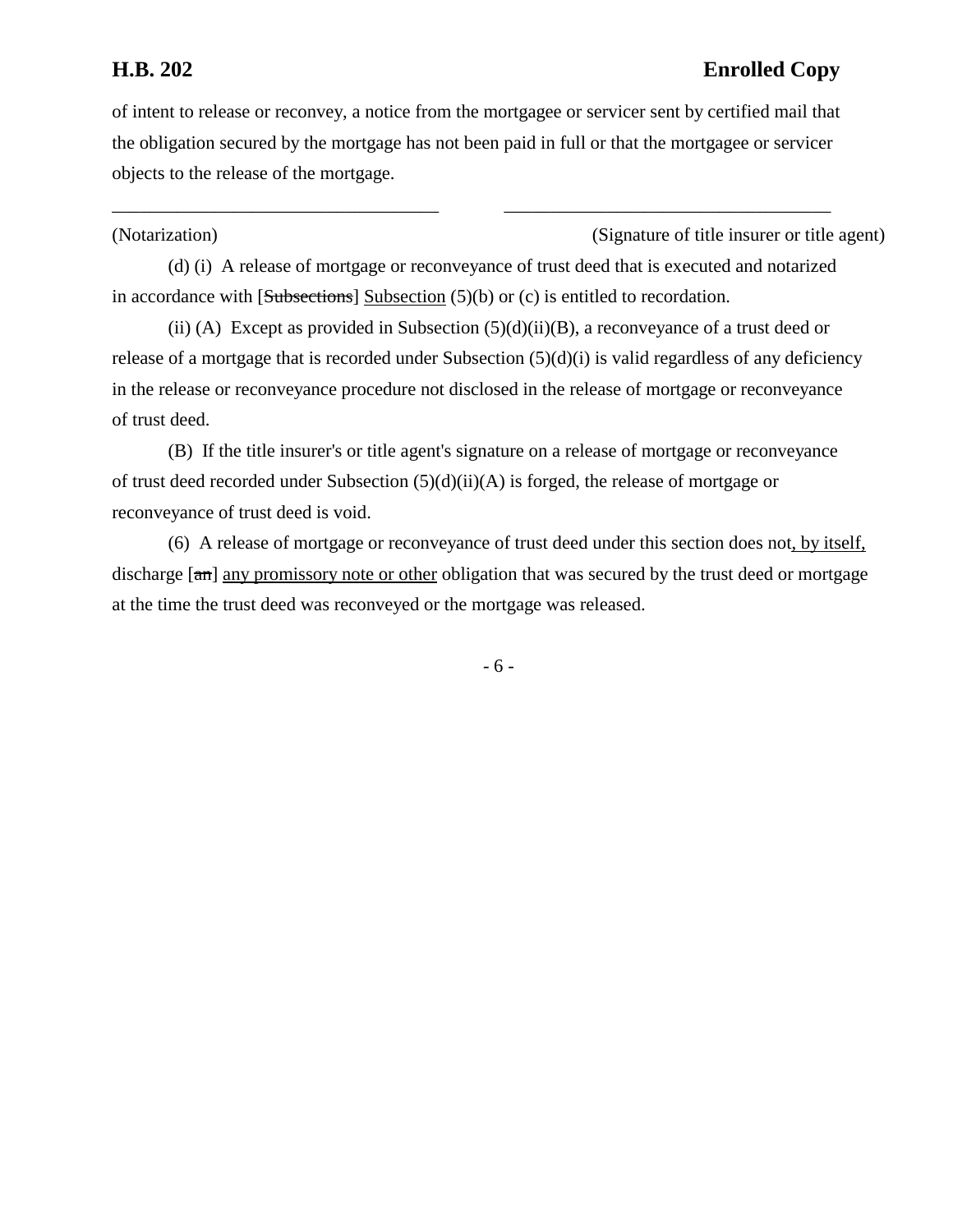of intent to release or reconvey, a notice from the mortgagee or servicer sent by certified mail that the obligation secured by the mortgage has not been paid in full or that the mortgagee or servicer objects to the release of the mortgage.

___________________________________          ___________________________________

(Notarization)                                        (Signature of title insurer or title agent)

(d) (i) A release of mortgage or reconveyance of trust deed that is executed and notarized in accordance with [~~Subsections~~] Subsection (5)(b) or (c) is entitled to recordation.

(ii) (A) Except as provided in Subsection (5)(d)(ii)(B), a reconveyance of a trust deed or release of a mortgage that is recorded under Subsection (5)(d)(i) is valid regardless of any deficiency in the release or reconveyance procedure not disclosed in the release of mortgage or reconveyance of trust deed.

(B) If the title insurer's or title agent's signature on a release of mortgage or reconveyance of trust deed recorded under Subsection (5)(d)(ii)(A) is forged, the release of mortgage or reconveyance of trust deed is void.

(6) A release of mortgage or reconveyance of trust deed under this section does not, by itself, discharge [~~an~~] any promissory note or other obligation that was secured by the trust deed or mortgage at the time the trust deed was reconveyed or the mortgage was released.